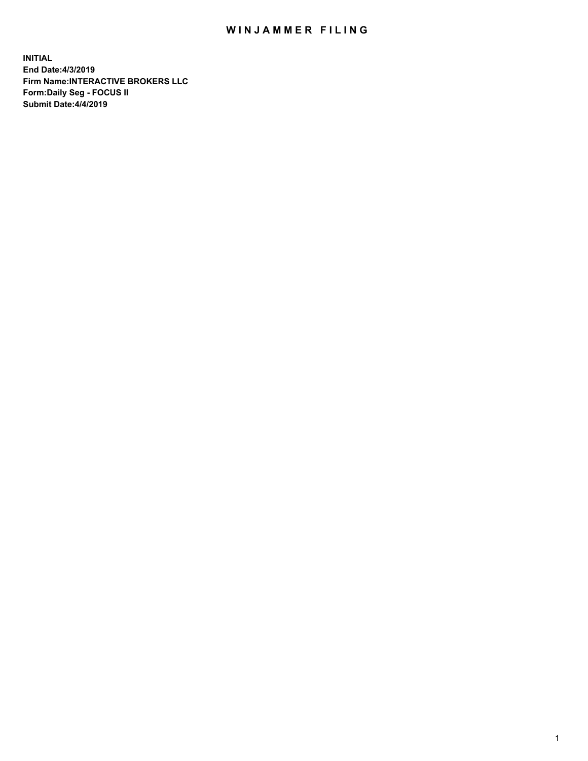# WINJAMMER FILING

**INITIAL**
**End Date:4/3/2019**
**Firm Name:INTERACTIVE BROKERS LLC**
**Form:Daily Seg - FOCUS II**
**Submit Date:4/4/2019**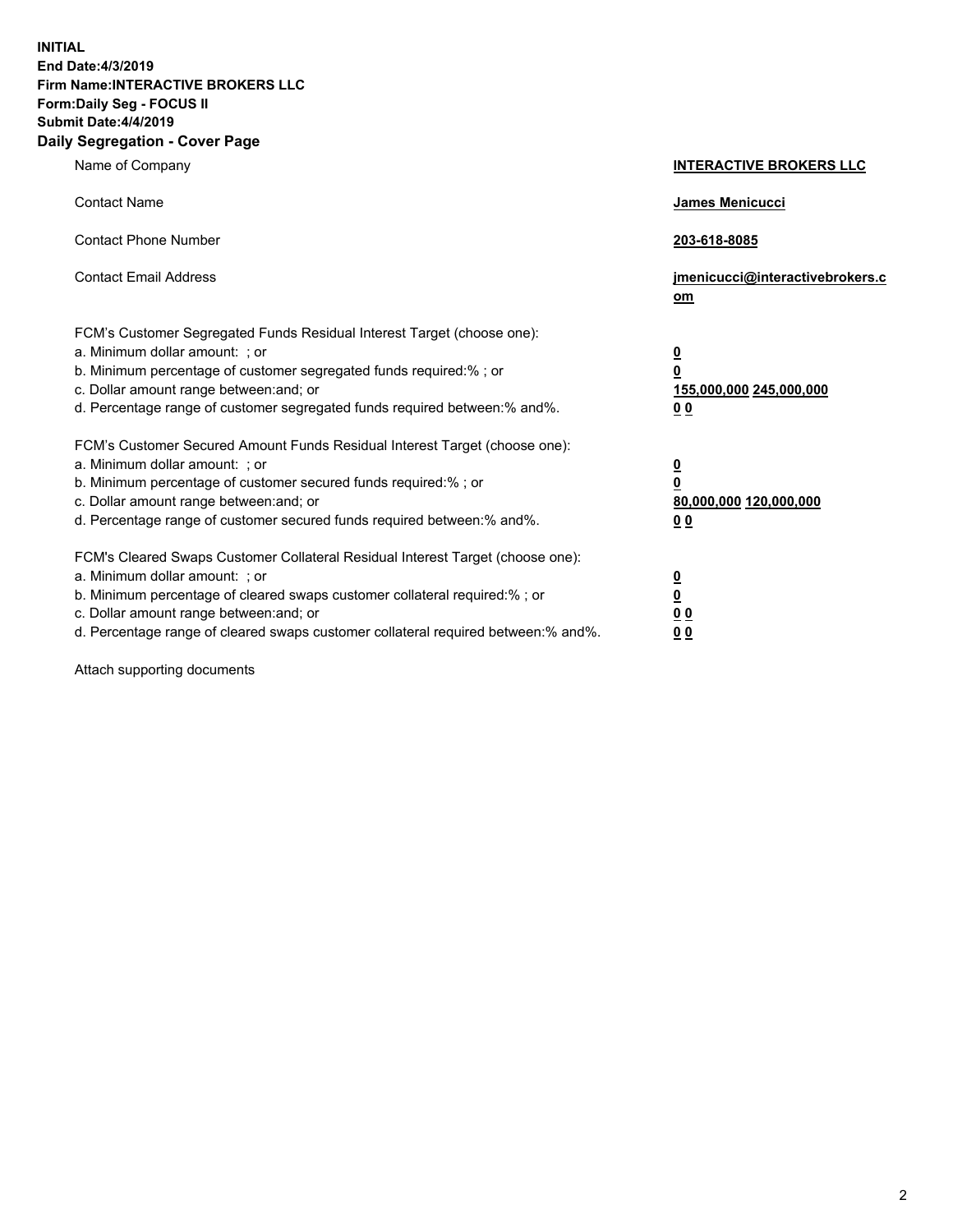**INITIAL**
**End Date:4/3/2019**
**Firm Name:INTERACTIVE BROKERS LLC**
**Form:Daily Seg - FOCUS II**
**Submit Date:4/4/2019**
**Daily Segregation - Cover Page**

| | |
|---|---|
| Name of Company | **INTERACTIVE BROKERS LLC** |
| Contact Name | **James Menicucci** |
| Contact Phone Number | **203-618-8085** |
| Contact Email Address | **jmenicucci@interactivebrokers.com** |

FCM's Customer Segregated Funds Residual Interest Target (choose one):

| | |
|---|---|
| a. Minimum dollar amount: ; or | **0** |
| b. Minimum percentage of customer segregated funds required:% ; or | **0** |
| c. Dollar amount range between:and; or | **155,000,000 245,000,000** |
| d. Percentage range of customer segregated funds required between:% and%. | **0 0** |

FCM's Customer Secured Amount Funds Residual Interest Target (choose one):

| | |
|---|---|
| a. Minimum dollar amount: ; or | **0** |
| b. Minimum percentage of customer secured funds required:% ; or | **0** |
| c. Dollar amount range between:and; or | **80,000,000 120,000,000** |
| d. Percentage range of customer secured funds required between:% and%. | **0 0** |

FCM's Cleared Swaps Customer Collateral Residual Interest Target (choose one):

| | |
|---|---|
| a. Minimum dollar amount: ; or | **0** |
| b. Minimum percentage of cleared swaps customer collateral required:% ; or | **0** |
| c. Dollar amount range between:and; or | **0 0** |
| d. Percentage range of cleared swaps customer collateral required between:% and%. | **0 0** |

Attach supporting documents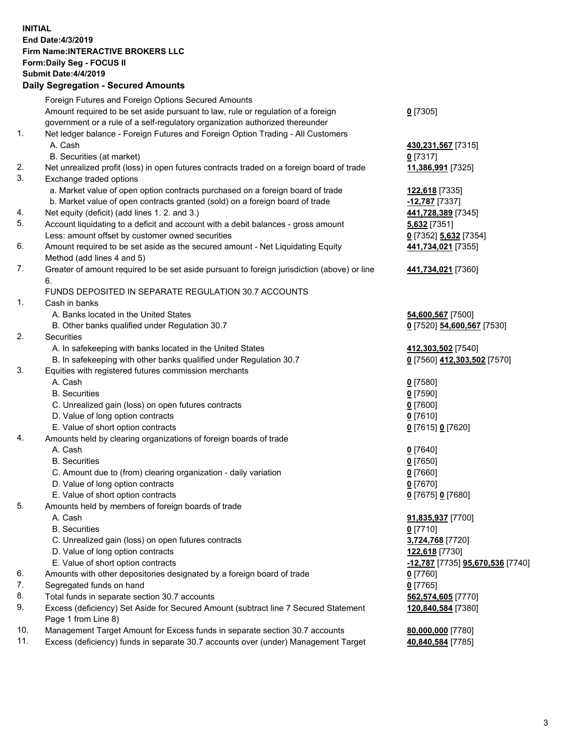**INITIAL**
**End Date:4/3/2019**
**Firm Name:INTERACTIVE BROKERS LLC**
**Form:Daily Seg - FOCUS II**
**Submit Date:4/4/2019**
**Daily Segregation - Secured Amounts**

| | | |
|---|---|---|
| | Foreign Futures and Foreign Options Secured Amounts | |
| | Amount required to be set aside pursuant to law, rule or regulation of a foreign government or a rule of a self-regulatory organization authorized thereunder | **0** [7305] |
| 1. | Net ledger balance - Foreign Futures and Foreign Option Trading - All Customers | |
| | A. Cash | **430,231,567** [7315] |
| | B. Securities (at market) | **0** [7317] |
| 2. | Net unrealized profit (loss) in open futures contracts traded on a foreign board of trade | **11,386,991** [7325] |
| 3. | Exchange traded options | |
| | a. Market value of open option contracts purchased on a foreign board of trade | **122,618** [7335] |
| | b. Market value of open contracts granted (sold) on a foreign board of trade | **-12,787** [7337] |
| 4. | Net equity (deficit) (add lines 1. 2. and 3.) | **441,728,389** [7345] |
| 5. | Account liquidating to a deficit and account with a debit balances - gross amount | **5,632** [7351] |
| | Less: amount offset by customer owned securities | **0** [7352] **5,632** [7354] |
| 6. | Amount required to be set aside as the secured amount - Net Liquidating Equity Method (add lines 4 and 5) | **441,734,021** [7355] |
| 7. | Greater of amount required to be set aside pursuant to foreign jurisdiction (above) or line 6. | **441,734,021** [7360] |
| | FUNDS DEPOSITED IN SEPARATE REGULATION 30.7 ACCOUNTS | |
| 1. | Cash in banks | |
| | A. Banks located in the United States | **54,600,567** [7500] |
| | B. Other banks qualified under Regulation 30.7 | **0** [7520] **54,600,567** [7530] |
| 2. | Securities | |
| | A. In safekeeping with banks located in the United States | **412,303,502** [7540] |
| | B. In safekeeping with other banks qualified under Regulation 30.7 | **0** [7560] **412,303,502** [7570] |
| 3. | Equities with registered futures commission merchants | |
| | A. Cash | **0** [7580] |
| | B. Securities | **0** [7590] |
| | C. Unrealized gain (loss) on open futures contracts | **0** [7600] |
| | D. Value of long option contracts | **0** [7610] |
| | E. Value of short option contracts | **0** [7615] **0** [7620] |
| 4. | Amounts held by clearing organizations of foreign boards of trade | |
| | A. Cash | **0** [7640] |
| | B. Securities | **0** [7650] |
| | C. Amount due to (from) clearing organization - daily variation | **0** [7660] |
| | D. Value of long option contracts | **0** [7670] |
| | E. Value of short option contracts | **0** [7675] **0** [7680] |
| 5. | Amounts held by members of foreign boards of trade | |
| | A. Cash | **91,835,937** [7700] |
| | B. Securities | **0** [7710] |
| | C. Unrealized gain (loss) on open futures contracts | **3,724,768** [7720] |
| | D. Value of long option contracts | **122,618** [7730] |
| | E. Value of short option contracts | **-12,787** [7735] **95,670,536** [7740] |
| 6. | Amounts with other depositories designated by a foreign board of trade | **0** [7760] |
| 7. | Segregated funds on hand | **0** [7765] |
| 8. | Total funds in separate section 30.7 accounts | **562,574,605** [7770] |
| 9. | Excess (deficiency) Set Aside for Secured Amount (subtract line 7 Secured Statement Page 1 from Line 8) | **120,840,584** [7380] |
| 10. | Management Target Amount for Excess funds in separate section 30.7 accounts | **80,000,000** [7780] |
| 11. | Excess (deficiency) funds in separate 30.7 accounts over (under) Management Target | **40,840,584** [7785] |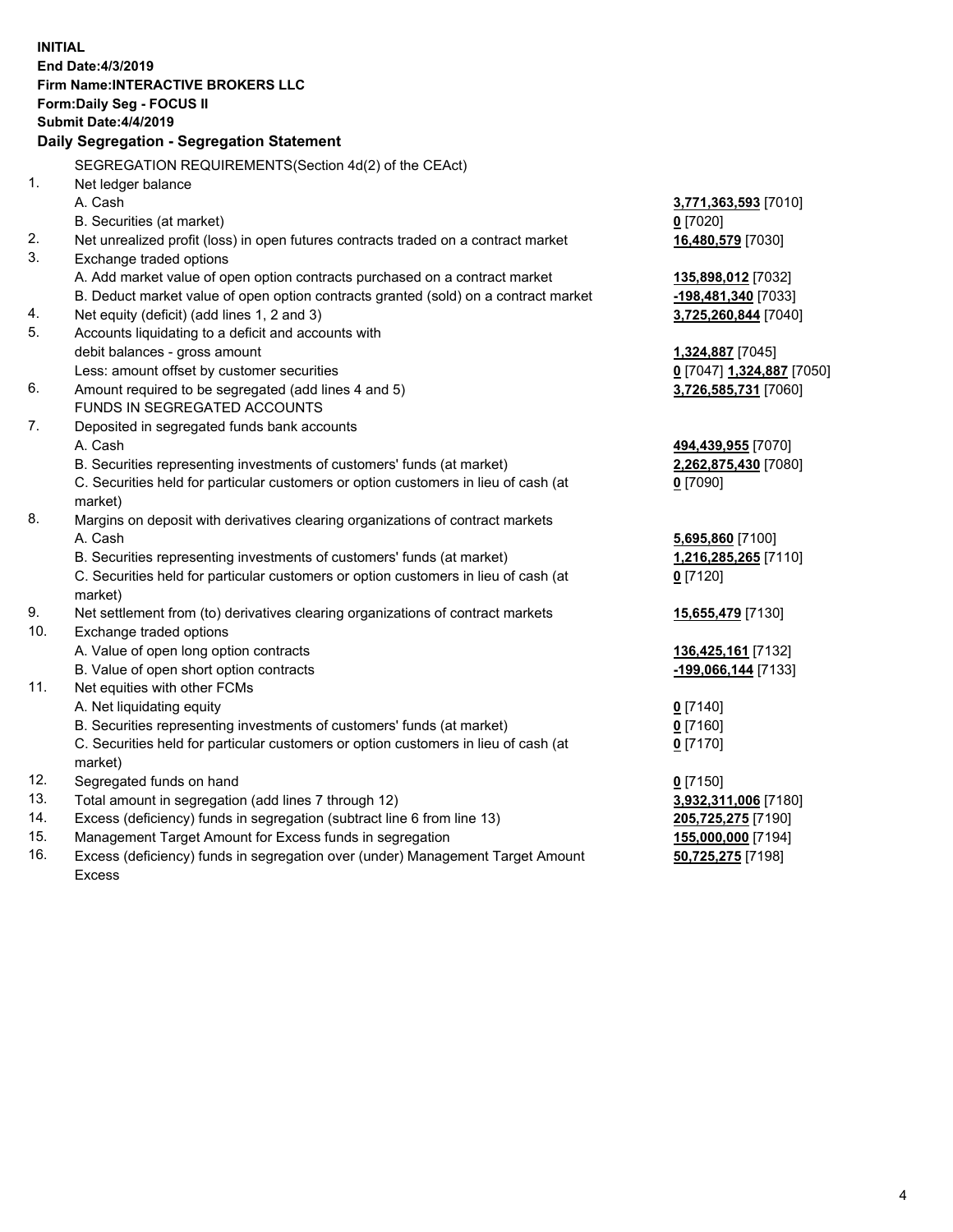**INITIAL**
**End Date:4/3/2019**
**Firm Name:INTERACTIVE BROKERS LLC**
**Form:Daily Seg - FOCUS II**
**Submit Date:4/4/2019**
**Daily Segregation - Segregation Statement**

SEGREGATION REQUIREMENTS(Section 4d(2) of the CEAct)

| | | |
|---|---|---|
| 1. | Net ledger balance | |
| | A. Cash | **3,771,363,593** [7010] |
| | B. Securities (at market) | **0** [7020] |
| 2. | Net unrealized profit (loss) in open futures contracts traded on a contract market | **16,480,579** [7030] |
| 3. | Exchange traded options | |
| | A. Add market value of open option contracts purchased on a contract market | **135,898,012** [7032] |
| | B. Deduct market value of open option contracts granted (sold) on a contract market | **-198,481,340** [7033] |
| 4. | Net equity (deficit) (add lines 1, 2 and 3) | **3,725,260,844** [7040] |
| 5. | Accounts liquidating to a deficit and accounts with | |
| | debit balances - gross amount | **1,324,887** [7045] |
| | Less: amount offset by customer securities | **0** [7047] **1,324,887** [7050] |
| 6. | Amount required to be segregated (add lines 4 and 5) | **3,726,585,731** [7060] |
| | FUNDS IN SEGREGATED ACCOUNTS | |
| 7. | Deposited in segregated funds bank accounts | |
| | A. Cash | **494,439,955** [7070] |
| | B. Securities representing investments of customers' funds (at market) | **2,262,875,430** [7080] |
| | C. Securities held for particular customers or option customers in lieu of cash (at market) | **0** [7090] |
| 8. | Margins on deposit with derivatives clearing organizations of contract markets | |
| | A. Cash | **5,695,860** [7100] |
| | B. Securities representing investments of customers' funds (at market) | **1,216,285,265** [7110] |
| | C. Securities held for particular customers or option customers in lieu of cash (at market) | **0** [7120] |
| 9. | Net settlement from (to) derivatives clearing organizations of contract markets | **15,655,479** [7130] |
| 10. | Exchange traded options | |
| | A. Value of open long option contracts | **136,425,161** [7132] |
| | B. Value of open short option contracts | **-199,066,144** [7133] |
| 11. | Net equities with other FCMs | |
| | A. Net liquidating equity | **0** [7140] |
| | B. Securities representing investments of customers' funds (at market) | **0** [7160] |
| | C. Securities held for particular customers or option customers in lieu of cash (at market) | **0** [7170] |
| 12. | Segregated funds on hand | **0** [7150] |
| 13. | Total amount in segregation (add lines 7 through 12) | **3,932,311,006** [7180] |
| 14. | Excess (deficiency) funds in segregation (subtract line 6 from line 13) | **205,725,275** [7190] |
| 15. | Management Target Amount for Excess funds in segregation | **155,000,000** [7194] |
| 16. | Excess (deficiency) funds in segregation over (under) Management Target Amount Excess | **50,725,275** [7198] |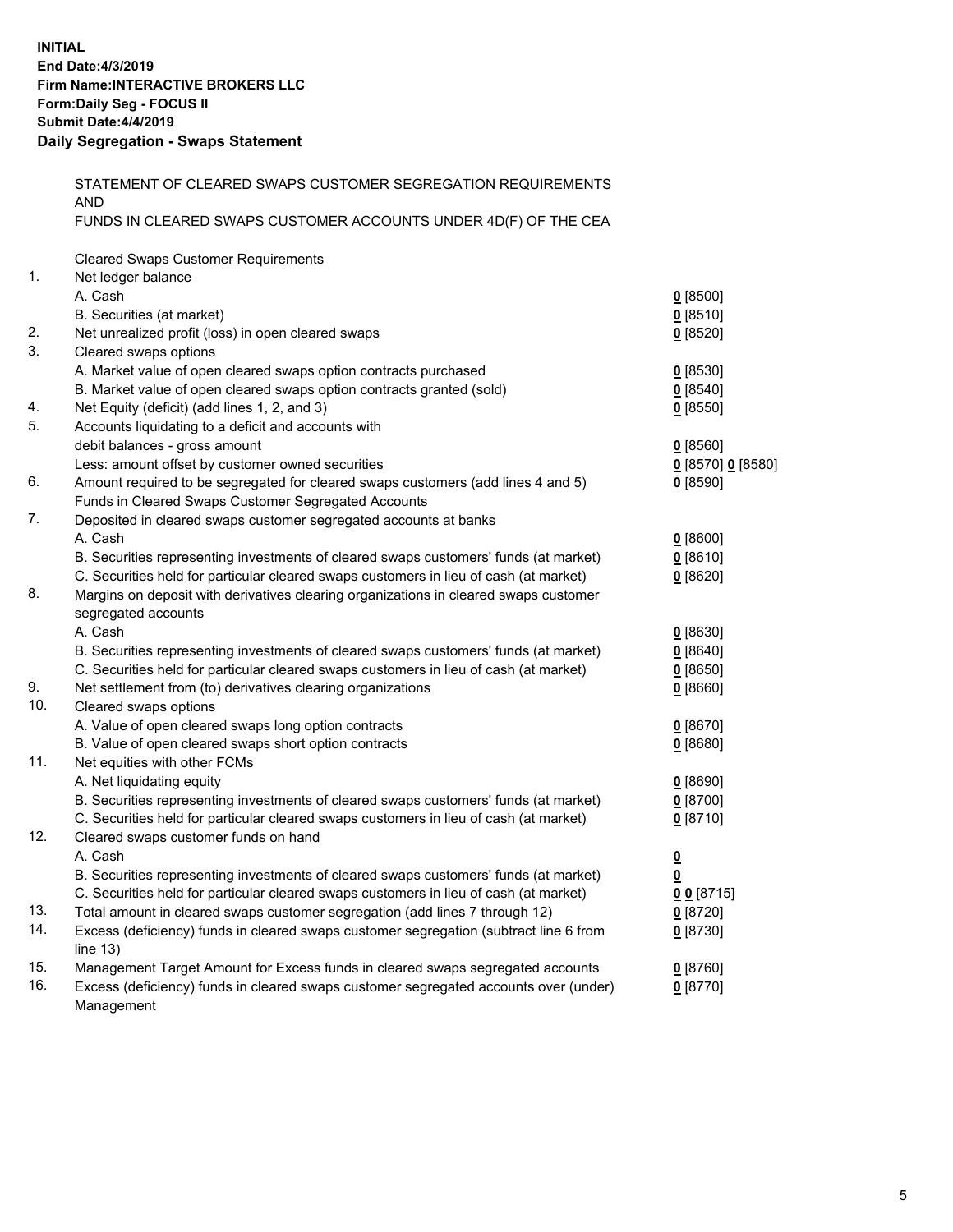**INITIAL**
**End Date:4/3/2019**
**Firm Name:INTERACTIVE BROKERS LLC**
**Form:Daily Seg - FOCUS II**
**Submit Date:4/4/2019**
**Daily Segregation - Swaps Statement**

STATEMENT OF CLEARED SWAPS CUSTOMER SEGREGATION REQUIREMENTS AND FUNDS IN CLEARED SWAPS CUSTOMER ACCOUNTS UNDER 4D(F) OF THE CEA

| | | |
|---|---|---|
| | Cleared Swaps Customer Requirements | |
| 1. | Net ledger balance | |
| | A. Cash | 0 [8500] |
| | B. Securities (at market) | 0 [8510] |
| 2. | Net unrealized profit (loss) in open cleared swaps | 0 [8520] |
| 3. | Cleared swaps options | |
| | A. Market value of open cleared swaps option contracts purchased | 0 [8530] |
| | B. Market value of open cleared swaps option contracts granted (sold) | 0 [8540] |
| 4. | Net Equity (deficit) (add lines 1, 2, and 3) | 0 [8550] |
| 5. | Accounts liquidating to a deficit and accounts with | |
| | debit balances - gross amount | 0 [8560] |
| | Less: amount offset by customer owned securities | 0 [8570] 0 [8580] |
| 6. | Amount required to be segregated for cleared swaps customers (add lines 4 and 5) | 0 [8590] |
| | Funds in Cleared Swaps Customer Segregated Accounts | |
| 7. | Deposited in cleared swaps customer segregated accounts at banks | |
| | A. Cash | 0 [8600] |
| | B. Securities representing investments of cleared swaps customers' funds (at market) | 0 [8610] |
| | C. Securities held for particular cleared swaps customers in lieu of cash (at market) | 0 [8620] |
| 8. | Margins on deposit with derivatives clearing organizations in cleared swaps customer segregated accounts | |
| | A. Cash | 0 [8630] |
| | B. Securities representing investments of cleared swaps customers' funds (at market) | 0 [8640] |
| | C. Securities held for particular cleared swaps customers in lieu of cash (at market) | 0 [8650] |
| 9. | Net settlement from (to) derivatives clearing organizations | 0 [8660] |
| 10. | Cleared swaps options | |
| | A. Value of open cleared swaps long option contracts | 0 [8670] |
| | B. Value of open cleared swaps short option contracts | 0 [8680] |
| 11. | Net equities with other FCMs | |
| | A. Net liquidating equity | 0 [8690] |
| | B. Securities representing investments of cleared swaps customers' funds (at market) | 0 [8700] |
| | C. Securities held for particular cleared swaps customers in lieu of cash (at market) | 0 [8710] |
| 12. | Cleared swaps customer funds on hand | |
| | A. Cash | 0 |
| | B. Securities representing investments of cleared swaps customers' funds (at market) | 0 |
| | C. Securities held for particular cleared swaps customers in lieu of cash (at market) | 0 0 [8715] |
| 13. | Total amount in cleared swaps customer segregation (add lines 7 through 12) | 0 [8720] |
| 14. | Excess (deficiency) funds in cleared swaps customer segregation (subtract line 6 from line 13) | 0 [8730] |
| 15. | Management Target Amount for Excess funds in cleared swaps segregated accounts | 0 [8760] |
| 16. | Excess (deficiency) funds in cleared swaps customer segregated accounts over (under) Management | 0 [8770] |